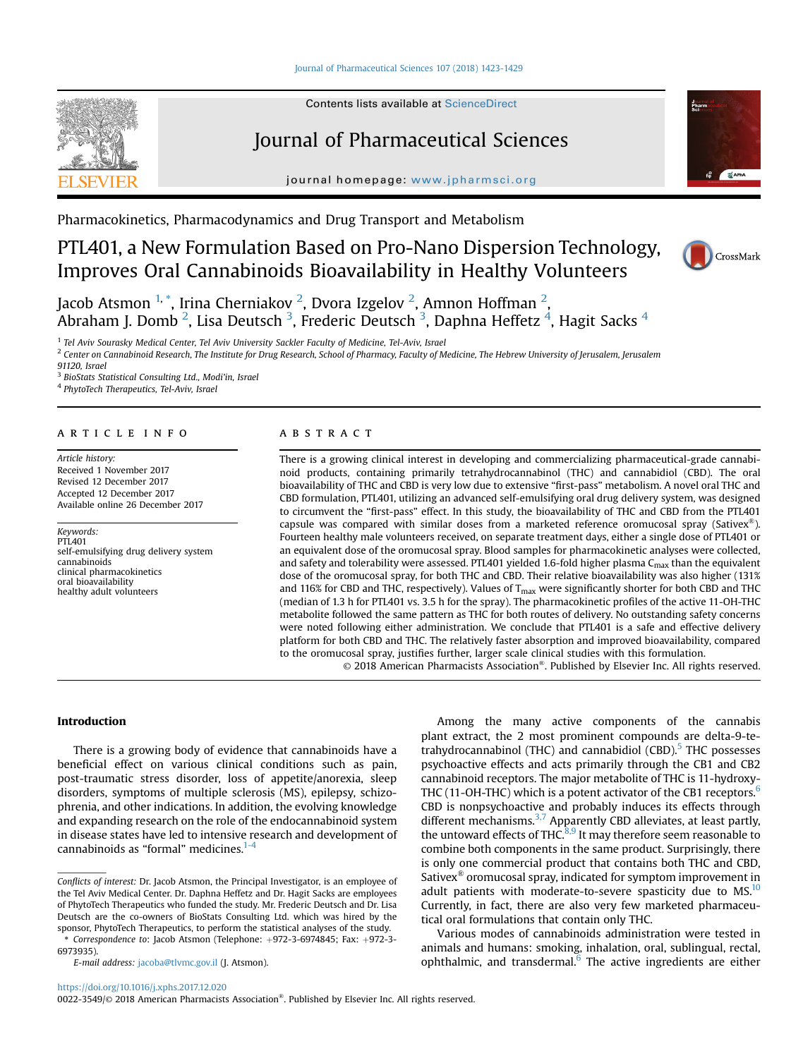Contents lists available at ScienceDirect

# Journal of Pharmaceutical Sciences

journal homepage: www.jpharmsci.org

Pharmacokinetics, Pharmacodynamics and Drug Transport and Metabolism

# PTL401, a New Formulation Based on Pro-Nano Dispersion Technology, Improves Oral Cannabinoids Bioavailability in Healthy Volunteers

Jacob Atsmon [1,*], Irina Cherniakov [2], Dvora Izgelov [2], Amnon Hoffman [2], Abraham J. Domb [2], Lisa Deutsch [3], Frederic Deutsch [3], Daphna Heffetz [4], Hagit Sacks [4]

[1] Tel Aviv Sourasky Medical Center, Tel Aviv University Sackler Faculty of Medicine, Tel-Aviv, Israel
[2] Center on Cannabinoid Research, The Institute for Drug Research, School of Pharmacy, Faculty of Medicine, The Hebrew University of Jerusalem, Jerusalem 91120, Israel
[3] BioStats Statistical Consulting Ltd., Modi'in, Israel
[4] PhytoTech Therapeutics, Tel-Aviv, Israel

## ARTICLE INFO

*Article history:*
Received 1 November 2017
Revised 12 December 2017
Accepted 12 December 2017
Available online 26 December 2017

*Keywords:*
PTL401
self-emulsifying drug delivery system
cannabinoids
clinical pharmacokinetics
oral bioavailability
healthy adult volunteers

## ABSTRACT

There is a growing clinical interest in developing and commercializing pharmaceutical-grade cannabinoid products, containing primarily tetrahydrocannabinol (THC) and cannabidiol (CBD). The oral bioavailability of THC and CBD is very low due to extensive "first-pass" metabolism. A novel oral THC and CBD formulation, PTL401, utilizing an advanced self-emulsifying oral drug delivery system, was designed to circumvent the "first-pass" effect. In this study, the bioavailability of THC and CBD from the PTL401 capsule was compared with similar doses from a marketed reference oromucosal spray (Sativex®). Fourteen healthy male volunteers received, on separate treatment days, either a single dose of PTL401 or an equivalent dose of the oromucosal spray. Blood samples for pharmacokinetic analyses were collected, and safety and tolerability were assessed. PTL401 yielded 1.6-fold higher plasma $C_{max}$ than the equivalent dose of the oromucosal spray, for both THC and CBD. Their relative bioavailability was also higher (131% and 116% for CBD and THC, respectively). Values of $T_{max}$ were significantly shorter for both CBD and THC (median of 1.3 h for PTL401 vs. 3.5 h for the spray). The pharmacokinetic profiles of the active 11-OH-THC metabolite followed the same pattern as THC for both routes of delivery. No outstanding safety concerns were noted following either administration. We conclude that PTL401 is a safe and effective delivery platform for both CBD and THC. The relatively faster absorption and improved bioavailability, compared to the oromucosal spray, justifies further, larger scale clinical studies with this formulation.

© 2018 American Pharmacists Association®. Published by Elsevier Inc. All rights reserved.

## Introduction

There is a growing body of evidence that cannabinoids have a beneficial effect on various clinical conditions such as pain, post-traumatic stress disorder, loss of appetite/anorexia, sleep disorders, symptoms of multiple sclerosis (MS), epilepsy, schizophrenia, and other indications. In addition, the evolving knowledge and expanding research on the role of the endocannabinoid system in disease states have led to intensive research and development of cannabinoids as "formal" medicines.[1-4]

Among the many active components of the cannabis plant extract, the 2 most prominent compounds are delta-9-tetrahydrocannabinol (THC) and cannabidiol (CBD).[5] THC possesses psychoactive effects and acts primarily through the CB1 and CB2 cannabinoid receptors. The major metabolite of THC is 11-hydroxy-THC (11-OH-THC) which is a potent activator of the CB1 receptors.[6] CBD is nonpsychoactive and probably induces its effects through different mechanisms.[3,7] Apparently CBD alleviates, at least partly, the untoward effects of THC.[8,9] It may therefore seem reasonable to combine both components in the same product. Surprisingly, there is only one commercial product that contains both THC and CBD, Sativex® oromucosal spray, indicated for symptom improvement in adult patients with moderate-to-severe spasticity due to MS.[10] Currently, in fact, there are also very few marketed pharmaceutical oral formulations that contain only THC.

Various modes of cannabinoids administration were tested in animals and humans: smoking, inhalation, oral, sublingual, rectal, ophthalmic, and transdermal.[6] The active ingredients are either

---

*Conflicts of interest:* Dr. Jacob Atsmon, the Principal Investigator, is an employee of the Tel Aviv Medical Center. Dr. Daphna Heffetz and Dr. Hagit Sacks are employees of PhytoTech Therapeutics who funded the study. Mr. Frederic Deutsch and Dr. Lisa Deutsch are the co-owners of BioStats Consulting Ltd. which was hired by the sponsor, PhytoTech Therapeutics, to perform the statistical analyses of the study.

\* *Correspondence to*: Jacob Atsmon (Telephone: +972-3-6974845; Fax: +972-3-6973935).

*E-mail address:* jacoba@tlvmc.gov.il (J. Atsmon).

https://doi.org/10.1016/j.xphs.2017.12.020
0022-3549/© 2018 American Pharmacists Association®. Published by Elsevier Inc. All rights reserved.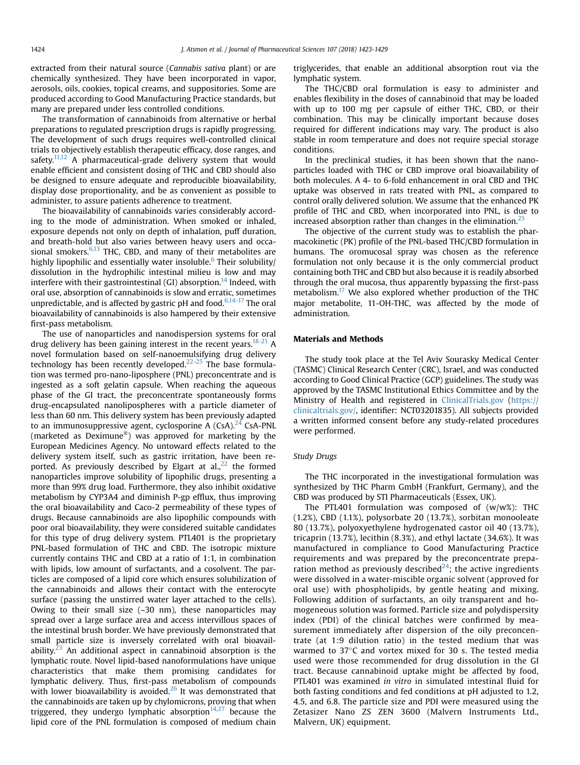extracted from their natural source (*Cannabis sativa* plant) or are chemically synthesized. They have been incorporated in vapor, aerosols, oils, cookies, topical creams, and suppositories. Some are produced according to Good Manufacturing Practice standards, but many are prepared under less controlled conditions.

The transformation of cannabinoids from alternative or herbal preparations to regulated prescription drugs is rapidly progressing. The development of such drugs requires well-controlled clinical trials to objectively establish therapeutic efficacy, dose ranges, and safety.[11,12] A pharmaceutical-grade delivery system that would enable efficient and consistent dosing of THC and CBD should also be designed to ensure adequate and reproducible bioavailability, display dose proportionality, and be as convenient as possible to administer, to assure patients adherence to treatment.

The bioavailability of cannabinoids varies considerably according to the mode of administration. When smoked or inhaled, exposure depends not only on depth of inhalation, puff duration, and breath-hold but also varies between heavy users and occasional smokers.[6,13] THC, CBD, and many of their metabolites are highly lipophilic and essentially water insoluble.[6] Their solubility/dissolution in the hydrophilic intestinal milieu is low and may interfere with their gastrointestinal (GI) absorption.[14] Indeed, with oral use, absorption of cannabinoids is slow and erratic, sometimes unpredictable, and is affected by gastric pH and food.[6,14-17] The oral bioavailability of cannabinoids is also hampered by their extensive first-pass metabolism.

The use of nanoparticles and nanodispersion systems for oral drug delivery has been gaining interest in the recent years.[18-21] A novel formulation based on self-nanoemulsifying drug delivery technology has been recently developed.[22-25] The base formulation was termed pro-nano-lipospheres (PNL) preconcentrate and is ingested as a soft gelatin capsule. When reaching the aqueous phase of the GI tract, the preconcentrate spontaneously forms drug-encapsulated nanolipospheres with a particle diameter of less than 60 nm. This delivery system has been previously adapted to an immunosuppressive agent, cyclosporine A (CsA).[24] CsA-PNL (marketed as Deximune®) was approved for marketing by the European Medicines Agency. No untoward effects related to the delivery system itself, such as gastric irritation, have been reported. As previously described by Elgart et al.,[22] the formed nanoparticles improve solubility of lipophilic drugs, presenting a more than 99% drug load. Furthermore, they also inhibit oxidative metabolism by CYP3A4 and diminish P-gp efflux, thus improving the oral bioavailability and Caco-2 permeability of these types of drugs. Because cannabinoids are also lipophilic compounds with poor oral bioavailability, they were considered suitable candidates for this type of drug delivery system. PTL401 is the proprietary PNL-based formulation of THC and CBD. The isotropic mixture currently contains THC and CBD at a ratio of 1:1, in combination with lipids, low amount of surfactants, and a cosolvent. The particles are composed of a lipid core which ensures solubilization of the cannabinoids and allows their contact with the enterocyte surface (passing the unstirred water layer attached to the cells). Owing to their small size (~30 nm), these nanoparticles may spread over a large surface area and access intervillous spaces of the intestinal brush border. We have previously demonstrated that small particle size is inversely correlated with oral bioavailability.[23] An additional aspect in cannabinoid absorption is the lymphatic route. Novel lipid-based nanoformulations have unique characteristics that make them promising candidates for lymphatic delivery. Thus, first-pass metabolism of compounds with lower bioavailability is avoided.[26] It was demonstrated that the cannabinoids are taken up by chylomicrons, proving that when triggered, they undergo lymphatic absorption[14,27] because the lipid core of the PNL formulation is composed of medium chain triglycerides, that enable an additional absorption rout via the lymphatic system.

The THC/CBD oral formulation is easy to administer and enables flexibility in the doses of cannabinoid that may be loaded with up to 100 mg per capsule of either THC, CBD, or their combination. This may be clinically important because doses required for different indications may vary. The product is also stable in room temperature and does not require special storage conditions.

In the preclinical studies, it has been shown that the nanoparticles loaded with THC or CBD improve oral bioavailability of both molecules. A 4- to 6-fold enhancement in oral CBD and THC uptake was observed in rats treated with PNL, as compared to control orally delivered solution. We assume that the enhanced PK profile of THC and CBD, when incorporated into PNL, is due to increased absorption rather than changes in the elimination.[25]

The objective of the current study was to establish the pharmacokinetic (PK) profile of the PNL-based THC/CBD formulation in humans. The oromucosal spray was chosen as the reference formulation not only because it is the only commercial product containing both THC and CBD but also because it is readily absorbed through the oral mucosa, thus apparently bypassing the first-pass metabolism.[17] We also explored whether production of the THC major metabolite, 11-OH-THC, was affected by the mode of administration.

## Materials and Methods

The study took place at the Tel Aviv Sourasky Medical Center (TASMC) Clinical Research Center (CRC), Israel, and was conducted according to Good Clinical Practice (GCP) guidelines. The study was approved by the TASMC Institutional Ethics Committee and by the Ministry of Health and registered in ClinicalTrials.gov (https://clinicaltrials.gov/, identifier: NCT03201835). All subjects provided a written informed consent before any study-related procedures were performed.

### Study Drugs

The THC incorporated in the investigational formulation was synthesized by THC Pharm GmbH (Frankfurt, Germany), and the CBD was produced by STI Pharmaceuticals (Essex, UK).

The PTL401 formulation was composed of (w/w%): THC (1.2%), CBD (1.1%), polysorbate 20 (13.7%), sorbitan monooleate 80 (13.7%), polyoxyethylene hydrogenated castor oil 40 (13.7%), tricaprin (13.7%), lecithin (8.3%), and ethyl lactate (34.6%). It was manufactured in compliance to Good Manufacturing Practice requirements and was prepared by the preconcentrate preparation method as previously described[24]; the active ingredients were dissolved in a water-miscible organic solvent (approved for oral use) with phospholipids, by gentle heating and mixing. Following addition of surfactants, an oily transparent and homogeneous solution was formed. Particle size and polydispersity index (PDI) of the clinical batches were confirmed by measurement immediately after dispersion of the oily preconcentrate (at 1:9 dilution ratio) in the tested medium that was warmed to 37°C and vortex mixed for 30 s. The tested media used were those recommended for drug dissolution in the GI tract. Because cannabinoid uptake might be affected by food, PTL401 was examined *in vitro* in simulated intestinal fluid for both fasting conditions and fed conditions at pH adjusted to 1.2, 4.5, and 6.8. The particle size and PDI were measured using the Zetasizer Nano ZS ZEN 3600 (Malvern Instruments Ltd., Malvern, UK) equipment.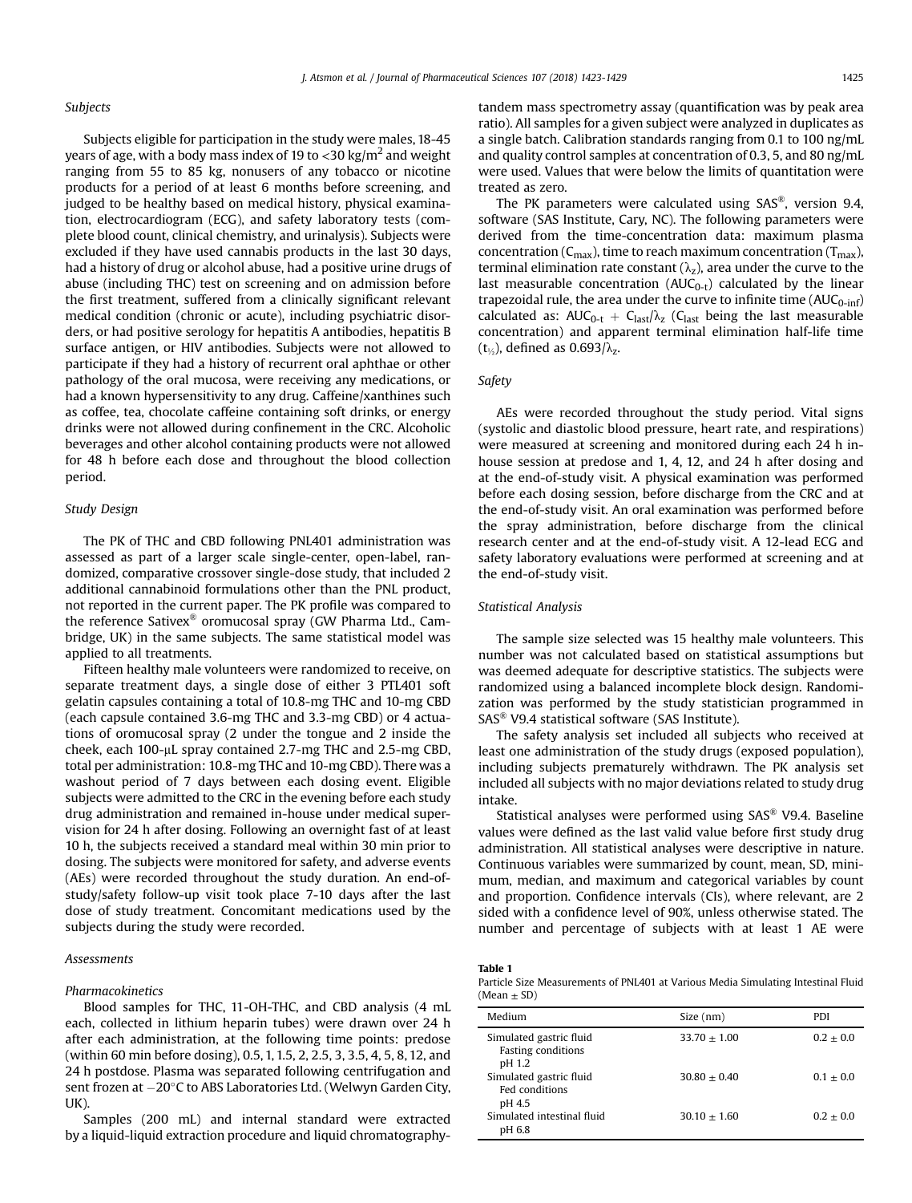### Subjects

Subjects eligible for participation in the study were males, 18-45 years of age, with a body mass index of 19 to <30 kg/m$^2$ and weight ranging from 55 to 85 kg, nonusers of any tobacco or nicotine products for a period of at least 6 months before screening, and judged to be healthy based on medical history, physical examination, electrocardiogram (ECG), and safety laboratory tests (complete blood count, clinical chemistry, and urinalysis). Subjects were excluded if they have used cannabis products in the last 30 days, had a history of drug or alcohol abuse, had a positive urine drugs of abuse (including THC) test on screening and on admission before the first treatment, suffered from a clinically significant relevant medical condition (chronic or acute), including psychiatric disorders, or had positive serology for hepatitis A antibodies, hepatitis B surface antigen, or HIV antibodies. Subjects were not allowed to participate if they had a history of recurrent oral aphthae or other pathology of the oral mucosa, were receiving any medications, or had a known hypersensitivity to any drug. Caffeine/xanthines such as coffee, tea, chocolate caffeine containing soft drinks, or energy drinks were not allowed during confinement in the CRC. Alcoholic beverages and other alcohol containing products were not allowed for 48 h before each dose and throughout the blood collection period.

### Study Design

The PK of THC and CBD following PNL401 administration was assessed as part of a larger scale single-center, open-label, randomized, comparative crossover single-dose study, that included 2 additional cannabinoid formulations other than the PNL product, not reported in the current paper. The PK profile was compared to the reference Sativex® oromucosal spray (GW Pharma Ltd., Cambridge, UK) in the same subjects. The same statistical model was applied to all treatments.

Fifteen healthy male volunteers were randomized to receive, on separate treatment days, a single dose of either 3 PTL401 soft gelatin capsules containing a total of 10.8-mg THC and 10-mg CBD (each capsule contained 3.6-mg THC and 3.3-mg CBD) or 4 actuations of oromucosal spray (2 under the tongue and 2 inside the cheek, each 100-μL spray contained 2.7-mg THC and 2.5-mg CBD, total per administration: 10.8-mg THC and 10-mg CBD). There was a washout period of 7 days between each dosing event. Eligible subjects were admitted to the CRC in the evening before each study drug administration and remained in-house under medical supervision for 24 h after dosing. Following an overnight fast of at least 10 h, the subjects received a standard meal within 30 min prior to dosing. The subjects were monitored for safety, and adverse events (AEs) were recorded throughout the study duration. An end-of-study/safety follow-up visit took place 7-10 days after the last dose of study treatment. Concomitant medications used by the subjects during the study were recorded.

### Assessments

#### Pharmacokinetics

Blood samples for THC, 11-OH-THC, and CBD analysis (4 mL each, collected in lithium heparin tubes) were drawn over 24 h after each administration, at the following time points: predose (within 60 min before dosing), 0.5, 1, 1.5, 2, 2.5, 3, 3.5, 4, 5, 8, 12, and 24 h postdose. Plasma was separated following centrifugation and sent frozen at −20°C to ABS Laboratories Ltd. (Welwyn Garden City, UK).

Samples (200 mL) and internal standard were extracted by a liquid-liquid extraction procedure and liquid chromatography-tandem mass spectrometry assay (quantification was by peak area ratio). All samples for a given subject were analyzed in duplicates as a single batch. Calibration standards ranging from 0.1 to 100 ng/mL and quality control samples at concentration of 0.3, 5, and 80 ng/mL were used. Values that were below the limits of quantitation were treated as zero.

The PK parameters were calculated using SAS®, version 9.4, software (SAS Institute, Cary, NC). The following parameters were derived from the time-concentration data: maximum plasma concentration ($C_{max}$), time to reach maximum concentration ($T_{max}$), terminal elimination rate constant ($\lambda_z$), area under the curve to the last measurable concentration ($AUC_{0-t}$) calculated by the linear trapezoidal rule, the area under the curve to infinite time ($AUC_{0-inf}$) calculated as: $AUC_{0-t} + C_{last}/\lambda_z$ ($C_{last}$ being the last measurable concentration) and apparent terminal elimination half-life time ($t_{½}$), defined as $0.693/\lambda_z$.

#### Safety

AEs were recorded throughout the study period. Vital signs (systolic and diastolic blood pressure, heart rate, and respirations) were measured at screening and monitored during each 24 h in-house session at predose and 1, 4, 12, and 24 h after dosing and at the end-of-study visit. A physical examination was performed before each dosing session, before discharge from the CRC and at the end-of-study visit. An oral examination was performed before the spray administration, before discharge from the clinical research center and at the end-of-study visit. A 12-lead ECG and safety laboratory evaluations were performed at screening and at the end-of-study visit.

#### Statistical Analysis

The sample size selected was 15 healthy male volunteers. This number was not calculated based on statistical assumptions but was deemed adequate for descriptive statistics. The subjects were randomized using a balanced incomplete block design. Randomization was performed by the study statistician programmed in SAS® V9.4 statistical software (SAS Institute).

The safety analysis set included all subjects who received at least one administration of the study drugs (exposed population), including subjects prematurely withdrawn. The PK analysis set included all subjects with no major deviations related to study drug intake.

Statistical analyses were performed using SAS® V9.4. Baseline values were defined as the last valid value before first study drug administration. All statistical analyses were descriptive in nature. Continuous variables were summarized by count, mean, SD, minimum, median, and maximum and categorical variables by count and proportion. Confidence intervals (CIs), where relevant, are 2 sided with a confidence level of 90%, unless otherwise stated. The number and percentage of subjects with at least 1 AE were

**Table 1**
Particle Size Measurements of PNL401 at Various Media Simulating Intestinal Fluid (Mean ± SD)

| Medium | Size (nm) | PDI |
|---|---|---|
| Simulated gastric fluid Fasting conditions pH 1.2 | 33.70 ± 1.00 | 0.2 ± 0.0 |
| Simulated gastric fluid Fed conditions pH 4.5 | 30.80 ± 0.40 | 0.1 ± 0.0 |
| Simulated intestinal fluid pH 6.8 | 30.10 ± 1.60 | 0.2 ± 0.0 |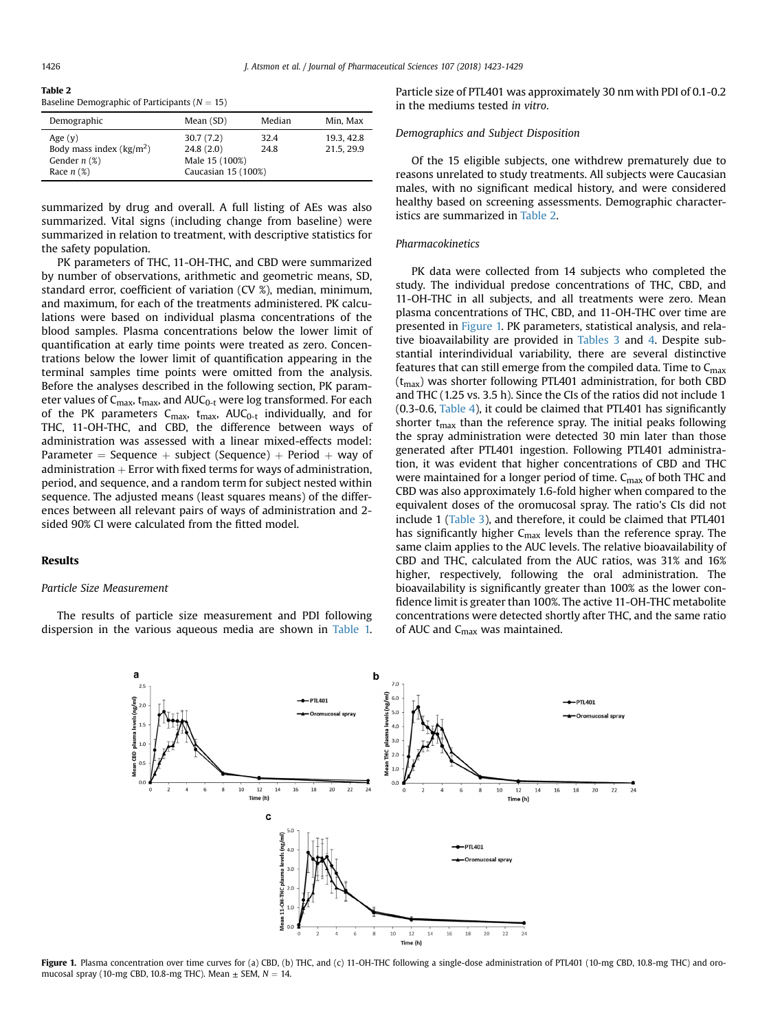**Table 2**
Baseline Demographic of Participants ($N = 15$)

| Demographic | Mean (SD) | Median | Min, Max |
|---|---|---|---|
| Age (y) | 30.7 (7.2) | 32.4 | 19.3, 42.8 |
| Body mass index (kg/m$^2$) | 24.8 (2.0) | 24.8 | 21.5, 29.9 |
| Gender *n* (%) | Male 15 (100%) | | |
| Race *n* (%) | Caucasian 15 (100%) | | |

summarized by drug and overall. A full listing of AEs was also summarized. Vital signs (including change from baseline) were summarized in relation to treatment, with descriptive statistics for the safety population.

PK parameters of THC, 11-OH-THC, and CBD were summarized by number of observations, arithmetic and geometric means, SD, standard error, coefficient of variation (CV %), median, minimum, and maximum, for each of the treatments administered. PK calculations were based on individual plasma concentrations of the blood samples. Plasma concentrations below the lower limit of quantification at early time points were treated as zero. Concentrations below the lower limit of quantification appearing in the terminal samples time points were omitted from the analysis. Before the analyses described in the following section, PK parameter values of $C_{max}$, $t_{max}$, and $AUC_{0\text{-}t}$ were log transformed. For each of the PK parameters $C_{max}$, $t_{max}$, $AUC_{0\text{-}t}$ individually, and for THC, 11-OH-THC, and CBD, the difference between ways of administration was assessed with a linear mixed-effects model: Parameter = Sequence + subject (Sequence) + Period + way of administration + Error with fixed terms for ways of administration, period, and sequence, and a random term for subject nested within sequence. The adjusted means (least squares means) of the differences between all relevant pairs of ways of administration and 2-sided 90% CI were calculated from the fitted model.

## Results

### *Particle Size Measurement*

The results of particle size measurement and PDI following dispersion in the various aqueous media are shown in Table 1. Particle size of PTL401 was approximately 30 nm with PDI of 0.1-0.2 in the mediums tested *in vitro*.

### *Demographics and Subject Disposition*

Of the 15 eligible subjects, one withdrew prematurely due to reasons unrelated to study treatments. All subjects were Caucasian males, with no significant medical history, and were considered healthy based on screening assessments. Demographic characteristics are summarized in Table 2.

### *Pharmacokinetics*

PK data were collected from 14 subjects who completed the study. The individual predose concentrations of THC, CBD, and 11-OH-THC in all subjects, and all treatments were zero. Mean plasma concentrations of THC, CBD, and 11-OH-THC over time are presented in Figure 1. PK parameters, statistical analysis, and relative bioavailability are provided in Tables 3 and 4. Despite substantial interindividual variability, there are several distinctive features that can still emerge from the compiled data. Time to $C_{max}$ ($t_{max}$) was shorter following PTL401 administration, for both CBD and THC (1.25 vs. 3.5 h). Since the CIs of the ratios did not include 1 (0.3-0.6, Table 4), it could be claimed that PTL401 has significantly shorter $t_{max}$ than the reference spray. The initial peaks following the spray administration were detected 30 min later than those generated after PTL401 ingestion. Following PTL401 administration, it was evident that higher concentrations of CBD and THC were maintained for a longer period of time. $C_{max}$ of both THC and CBD was also approximately 1.6-fold higher when compared to the equivalent doses of the oromucosal spray. The ratio's CIs did not include 1 (Table 3), and therefore, it could be claimed that PTL401 has significantly higher $C_{max}$ levels than the reference spray. The same claim applies to the AUC levels. The relative bioavailability of CBD and THC, calculated from the AUC ratios, was 31% and 16% higher, respectively, following the oral administration. The bioavailability is significantly greater than 100% as the lower confidence limit is greater than 100%. The active 11-OH-THC metabolite concentrations were detected shortly after THC, and the same ratio of AUC and $C_{max}$ was maintained.

a
Mean CBD plasma levels (ng/ml)
Time (h)
PTL401
Oromucosal spray

b
Mean THC plasma levels (ng/ml)
Time (h)
PTL401
Oromucosal spray

c
Mean 11-OH-THC plasma levels (ng/ml)
Time (h)
PTL401
Oromucosal spray

**Figure 1.** Plasma concentration over time curves for (a) CBD, (b) THC, and (c) 11-OH-THC following a single-dose administration of PTL401 (10-mg CBD, 10.8-mg THC) and oromucosal spray (10-mg CBD, 10.8-mg THC). Mean ± SEM, $N = 14$.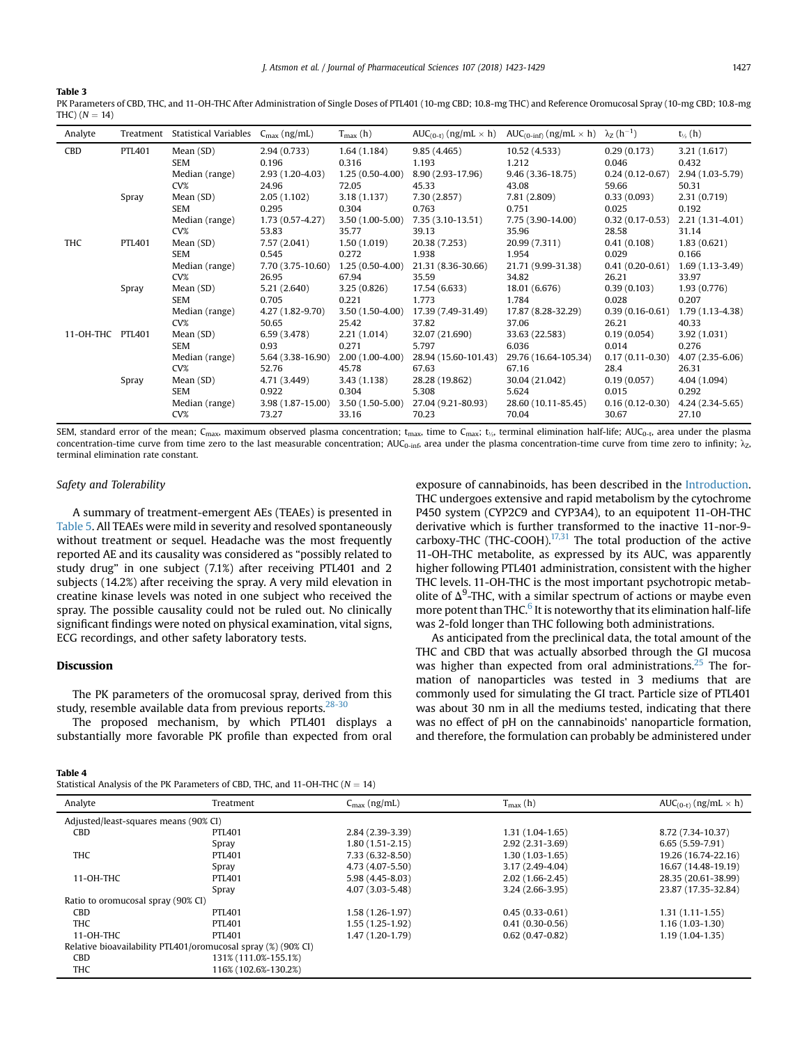**Table 3**
PK Parameters of CBD, THC, and 11-OH-THC After Administration of Single Doses of PTL401 (10-mg CBD; 10.8-mg THC) and Reference Oromucosal Spray (10-mg CBD; 10.8-mg THC) ($N = 14$)

| Analyte | Treatment | Statistical Variables | $C_{max}$ (ng/mL) | $T_{max}$ (h) | $AUC_{(0-t)}$ (ng/mL × h) | $AUC_{(0-inf)}$ (ng/mL × h) | $\lambda_Z$ ($h^{-1}$) | $t_{½}$ (h) |
|---|---|---|---|---|---|---|---|---|
| CBD | PTL401 | Mean (SD) | 2.94 (0.733) | 1.64 (1.184) | 9.85 (4.465) | 10.52 (4.533) | 0.29 (0.173) | 3.21 (1.617) |
| | | SEM | 0.196 | 0.316 | 1.193 | 1.212 | 0.046 | 0.432 |
| | | Median (range) | 2.93 (1.20-4.03) | 1.25 (0.50-4.00) | 8.90 (2.93-17.96) | 9.46 (3.36-18.75) | 0.24 (0.12-0.67) | 2.94 (1.03-5.79) |
| | | CV% | 24.96 | 72.05 | 45.33 | 43.08 | 59.66 | 50.31 |
| | Spray | Mean (SD) | 2.05 (1.102) | 3.18 (1.137) | 7.30 (2.857) | 7.81 (2.809) | 0.33 (0.093) | 2.31 (0.719) |
| | | SEM | 0.295 | 0.304 | 0.763 | 0.751 | 0.025 | 0.192 |
| | | Median (range) | 1.73 (0.57-4.27) | 3.50 (1.00-5.00) | 7.35 (3.10-13.51) | 7.75 (3.90-14.00) | 0.32 (0.17-0.53) | 2.21 (1.31-4.01) |
| | | CV% | 53.83 | 35.77 | 39.13 | 35.96 | 28.58 | 31.14 |
| THC | PTL401 | Mean (SD) | 7.57 (2.041) | 1.50 (1.019) | 20.38 (7.253) | 20.99 (7.311) | 0.41 (0.108) | 1.83 (0.621) |
| | | SEM | 0.545 | 0.272 | 1.938 | 1.954 | 0.029 | 0.166 |
| | | Median (range) | 7.70 (3.75-10.60) | 1.25 (0.50-4.00) | 21.31 (8.36-30.66) | 21.71 (9.99-31.38) | 0.41 (0.20-0.61) | 1.69 (1.13-3.49) |
| | | CV% | 26.95 | 67.94 | 35.59 | 34.82 | 26.21 | 33.97 |
| | Spray | Mean (SD) | 5.21 (2.640) | 3.25 (0.826) | 17.54 (6.633) | 18.01 (6.676) | 0.39 (0.103) | 1.93 (0.776) |
| | | SEM | 0.705 | 0.221 | 1.773 | 1.784 | 0.028 | 0.207 |
| | | Median (range) | 4.27 (1.82-9.70) | 3.50 (1.50-4.00) | 17.39 (7.49-31.49) | 17.87 (8.28-32.29) | 0.39 (0.16-0.61) | 1.79 (1.13-4.38) |
| | | CV% | 50.65 | 25.42 | 37.82 | 37.06 | 26.21 | 40.33 |
| 11-OH-THC | PTL401 | Mean (SD) | 6.59 (3.478) | 2.21 (1.014) | 32.07 (21.690) | 33.63 (22.583) | 0.19 (0.054) | 3.92 (1.031) |
| | | SEM | 0.93 | 0.271 | 5.797 | 6.036 | 0.014 | 0.276 |
| | | Median (range) | 5.64 (3.38-16.90) | 2.00 (1.00-4.00) | 28.94 (15.60-101.43) | 29.76 (16.64-105.34) | 0.17 (0.11-0.30) | 4.07 (2.35-6.06) |
| | | CV% | 52.76 | 45.78 | 67.63 | 67.16 | 28.4 | 26.31 |
| | Spray | Mean (SD) | 4.71 (3.449) | 3.43 (1.138) | 28.28 (19.862) | 30.04 (21.042) | 0.19 (0.057) | 4.04 (1.094) |
| | | SEM | 0.922 | 0.304 | 5.308 | 5.624 | 0.015 | 0.292 |
| | | Median (range) | 3.98 (1.87-15.00) | 3.50 (1.50-5.00) | 27.04 (9.21-80.93) | 28.60 (10.11-85.45) | 0.16 (0.12-0.30) | 4.24 (2.34-5.65) |
| | | CV% | 73.27 | 33.16 | 70.23 | 70.04 | 30.67 | 27.10 |

SEM, standard error of the mean; $C_{max}$, maximum observed plasma concentration; $t_{max}$, time to $C_{max}$; $t_{½}$, terminal elimination half-life; $AUC_{0-t}$, area under the plasma concentration-time curve from time zero to the last measurable concentration; $AUC_{0-inf}$, area under the plasma concentration-time curve from time zero to infinity; $\lambda_Z$, terminal elimination rate constant.

### Safety and Tolerability

A summary of treatment-emergent AEs (TEAEs) is presented in Table 5. All TEAEs were mild in severity and resolved spontaneously without treatment or sequel. Headache was the most frequently reported AE and its causality was considered as "possibly related to study drug" in one subject (7.1%) after receiving PTL401 and 2 subjects (14.2%) after receiving the spray. A very mild elevation in creatine kinase levels was noted in one subject who received the spray. The possible causality could not be ruled out. No clinically significant findings were noted on physical examination, vital signs, ECG recordings, and other safety laboratory tests.

## Discussion

The PK parameters of the oromucosal spray, derived from this study, resemble available data from previous reports.[28-30]

The proposed mechanism, by which PTL401 displays a substantially more favorable PK profile than expected from oral exposure of cannabinoids, has been described in the Introduction. THC undergoes extensive and rapid metabolism by the cytochrome P450 system (CYP2C9 and CYP3A4), to an equipotent 11-OH-THC derivative which is further transformed to the inactive 11-nor-9-carboxy-THC (THC-COOH).[17,31] The total production of the active 11-OH-THC metabolite, as expressed by its AUC, was apparently higher following PTL401 administration, consistent with the higher THC levels. 11-OH-THC is the most important psychotropic metabolite of $\Delta^9$-THC, with a similar spectrum of actions or maybe even more potent than THC.[6] It is noteworthy that its elimination half-life was 2-fold longer than THC following both administrations.

As anticipated from the preclinical data, the total amount of the THC and CBD that was actually absorbed through the GI mucosa was higher than expected from oral administrations.[25] The formation of nanoparticles was tested in 3 mediums that are commonly used for simulating the GI tract. Particle size of PTL401 was about 30 nm in all the mediums tested, indicating that there was no effect of pH on the cannabinoids' nanoparticle formation, and therefore, the formulation can probably be administered under

**Table 4**
Statistical Analysis of the PK Parameters of CBD, THC, and 11-OH-THC ($N = 14$)

| Analyte | Treatment | $C_{max}$ (ng/mL) | $T_{max}$ (h) | $AUC_{(0-t)}$ (ng/mL × h) |
|---|---|---|---|---|
| Adjusted/least-squares means (90% CI) | | | | |
| CBD | PTL401 | 2.84 (2.39-3.39) | 1.31 (1.04-1.65) | 8.72 (7.34-10.37) |
| | Spray | 1.80 (1.51-2.15) | 2.92 (2.31-3.69) | 6.65 (5.59-7.91) |
| THC | PTL401 | 7.33 (6.32-8.50) | 1.30 (1.03-1.65) | 19.26 (16.74-22.16) |
| | Spray | 4.73 (4.07-5.50) | 3.17 (2.49-4.04) | 16.67 (14.48-19.19) |
| 11-OH-THC | PTL401 | 5.98 (4.45-8.03) | 2.02 (1.66-2.45) | 28.35 (20.61-38.99) |
| | Spray | 4.07 (3.03-5.48) | 3.24 (2.66-3.95) | 23.87 (17.35-32.84) |
| Ratio to oromucosal spray (90% CI) | | | | |
| CBD | PTL401 | 1.58 (1.26-1.97) | 0.45 (0.33-0.61) | 1.31 (1.11-1.55) |
| THC | PTL401 | 1.55 (1.25-1.92) | 0.41 (0.30-0.56) | 1.16 (1.03-1.30) |
| 11-OH-THC | PTL401 | 1.47 (1.20-1.79) | 0.62 (0.47-0.82) | 1.19 (1.04-1.35) |
| Relative bioavailability PTL401/oromucosal spray (%) (90% CI) | | | | |
| CBD | 131% (111.0%-155.1%) | | | |
| THC | 116% (102.6%-130.2%) | | | |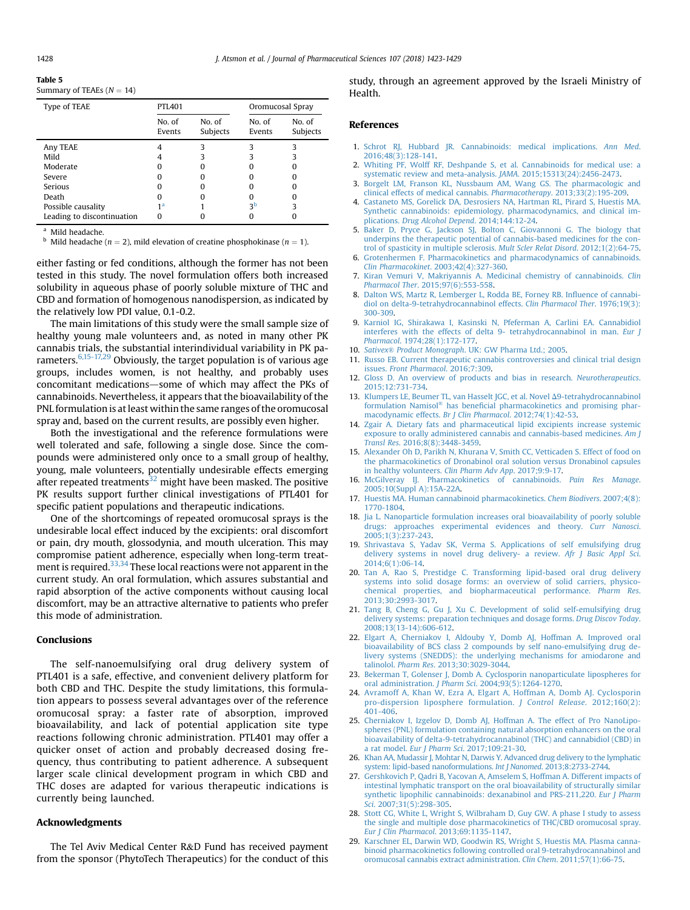**Table 5**
Summary of TEAEs ($N = 14$)

| Type of TEAE | PTL401 | | Oromucosal Spray | |
|---|---|---|---|---|
| | No. of Events | No. of Subjects | No. of Events | No. of Subjects |
| Any TEAE | 4 | 3 | 3 | 3 |
| Mild | 4 | 3 | 3 | 3 |
| Moderate | 0 | 0 | 0 | 0 |
| Severe | 0 | 0 | 0 | 0 |
| Serious | 0 | 0 | 0 | 0 |
| Death | 0 | 0 | 0 | 0 |
| Possible causality | 1[a] | 1 | 3[b] | 3 |
| Leading to discontinuation | 0 | 0 | 0 | 0 |

[a] Mild headache.
[b] Mild headache ($n = 2$), mild elevation of creatine phosphokinase ($n = 1$).

either fasting or fed conditions, although the former has not been tested in this study. The novel formulation offers both increased solubility in aqueous phase of poorly soluble mixture of THC and CBD and formation of homogenous nanodispersion, as indicated by the relatively low PDI value, 0.1-0.2.

The main limitations of this study were the small sample size of healthy young male volunteers and, as noted in many other PK cannabis trials, the substantial interindividual variability in PK parameters.[6,15-17,29] Obviously, the target population is of various age groups, includes women, is not healthy, and probably uses concomitant medications—some of which may affect the PKs of cannabinoids. Nevertheless, it appears that the bioavailability of the PNL formulation is at least within the same ranges of the oromucosal spray and, based on the current results, are possibly even higher.

Both the investigational and the reference formulations were well tolerated and safe, following a single dose. Since the compounds were administered only once to a small group of healthy, young, male volunteers, potentially undesirable effects emerging after repeated treatments[32] might have been masked. The positive PK results support further clinical investigations of PTL401 for specific patient populations and therapeutic indications.

One of the shortcomings of repeated oromucosal sprays is the undesirable local effect induced by the excipients: oral discomfort or pain, dry mouth, glossodynia, and mouth ulceration. This may compromise patient adherence, especially when long-term treatment is required.[33,34] These local reactions were not apparent in the current study. An oral formulation, which assures substantial and rapid absorption of the active components without causing local discomfort, may be an attractive alternative to patients who prefer this mode of administration.

## Conclusions

The self-nanoemulsifying oral drug delivery system of PTL401 is a safe, effective, and convenient delivery platform for both CBD and THC. Despite the study limitations, this formulation appears to possess several advantages over of the reference oromucosal spray: a faster rate of absorption, improved bioavailability, and lack of potential application site type reactions following chronic administration. PTL401 may offer a quicker onset of action and probably decreased dosing frequency, thus contributing to patient adherence. A subsequent larger scale clinical development program in which CBD and THC doses are adapted for various therapeutic indications is currently being launched.

## Acknowledgments

The Tel Aviv Medical Center R&D Fund has received payment from the sponsor (PhytoTech Therapeutics) for the conduct of this study, through an agreement approved by the Israeli Ministry of Health.

## References

1. Schrot RJ, Hubbard JR. Cannabinoids: medical implications. *Ann Med*. 2016;48(3):128-141.
2. Whiting PF, Wolff RF, Deshpande S, et al. Cannabinoids for medical use: a systematic review and meta-analysis. *JAMA*. 2015;15313(24):2456-2473.
3. Borgelt LM, Franson KL, Nussbaum AM, Wang GS. The pharmacologic and clinical effects of medical cannabis. *Pharmacotherapy*. 2013;33(2):195-209.
4. Castaneto MS, Gorelick DA, Desrosiers NA, Hartman RL, Pirard S, Huestis MA. Synthetic cannabinoids: epidemiology, pharmacodynamics, and clinical implications. *Drug Alcohol Depend*. 2014;144:12-24.
5. Baker D, Pryce G, Jackson SJ, Bolton C, Giovannoni G. The biology that underpins the therapeutic potential of cannabis-based medicines for the control of spasticity in multiple sclerosis. *Mult Scler Relat Disord*. 2012;1(2):64-75.
6. Grotenhermen F. Pharmacokinetics and pharmacodynamics of cannabinoids. *Clin Pharmacokinet*. 2003;42(4):327-360.
7. Kiran Vemuri V, Makriyannis A. Medicinal chemistry of cannabinoids. *Clin Pharmacol Ther*. 2015;97(6):553-558.
8. Dalton WS, Martz R, Lemberger L, Rodda BE, Forney RB. Influence of cannabidiol on delta-9-tetrahydrocannabinol effects. *Clin Pharmacol Ther*. 1976;19(3):300-309.
9. Karniol IG, Shirakawa I, Kasinski N, Pfeferman A, Carlini EA. Cannabidiol interferes with the effects of delta 9- tetrahydrocannabinol in man. *Eur J Pharmacol*. 1974;28(1):172-177.
10. *Sativex® Product Monograph*. UK: GW Pharma Ltd.; 2005.
11. Russo EB. Current therapeutic cannabis controversies and clinical trial design issues. *Front Pharmacol*. 2016;7:309.
12. Gloss D. An overview of products and bias in research. *Neurotherapeutics*. 2015;12:731-734.
13. Klumpers LE, Beumer TL, van Hasselt JGC, et al. Novel Δ9-tetrahydrocannabinol formulation Namisol® has beneficial pharmacokinetics and promising pharmacodynamic effects. *Br J Clin Pharmacol*. 2012;74(1):42-53.
14. Zgair A. Dietary fats and pharmaceutical lipid excipients increase systemic exposure to orally administered cannabis and cannabis-based medicines. *Am J Transl Res*. 2016;8(8):3448-3459.
15. Alexander Oh D, Parikh N, Khurana V, Smith CC, Vetticaden S. Effect of food on the pharmacokinetics of Dronabinol oral solution versus Dronabinol capsules in healthy volunteers. *Clin Pharm Adv App*. 2017;9:9-17.
16. McGilveray IJ. Pharmacokinetics of cannabinoids. *Pain Res Manage*. 2005;10(Suppl A):15A-22A.
17. Huestis MA. Human cannabinoid pharmacokinetics. *Chem Biodivers*. 2007;4(8):1770-1804.
18. Jia L. Nanoparticle formulation increases oral bioavailability of poorly soluble drugs: approaches experimental evidences and theory. *Curr Nanosci*. 2005;1(3):237-243.
19. Shrivastava S, Yadav SK, Verma S. Applications of self emulsifying drug delivery systems in novel drug delivery- a review. *Afr J Basic Appl Sci*. 2014;6(1):06-14.
20. Tan A, Rao S, Prestidge C. Transforming lipid-based oral drug delivery systems into solid dosage forms: an overview of solid carriers, physicochemical properties, and biopharmaceutical performance. *Pharm Res*. 2013;30:2993-3017.
21. Tang B, Cheng G, Gu J, Xu C. Development of solid self-emulsifying drug delivery systems: preparation techniques and dosage forms. *Drug Discov Today*. 2008;13(13-14):606-612.
22. Elgart A, Cherniakov I, Aldouby Y, Domb AJ, Hoffman A. Improved oral bioavailability of BCS class 2 compounds by self nano-emulsifying drug delivery systems (SNEDDS): the underlying mechanisms for amiodarone and talinolol. *Pharm Res*. 2013;30:3029-3044.
23. Bekerman T, Golenser J, Domb A. Cyclosporin nanoparticulate lipospheres for oral administration. *J Pharm Sci*. 2004;93(5):1264-1270.
24. Avramoff A, Khan W, Ezra A, Elgart A, Hoffman A, Domb AJ. Cyclosporin pro-dispersion liposphere formulation. *J Control Release*. 2012;160(2):401-406.
25. Cherniakov I, Izgelov D, Domb AJ, Hoffman A. The effect of Pro NanoLipospheres (PNL) formulation containing natural absorption enhancers on the oral bioavailability of delta-9-tetrahydrocannabinol (THC) and cannabidiol (CBD) in a rat model. *Eur J Pharm Sci*. 2017;109:21-30.
26. Khan AA, Mudassir J, Mohtar N, Darwis Y. Advanced drug delivery to the lymphatic system: lipid-based nanoformulations. *Int J Nanomed*. 2013;8:2733-2744.
27. Gershkovich P, Qadri B, Yacovan A, Amselem S, Hoffman A. Different impacts of intestinal lymphatic transport on the oral bioavailability of structurally similar synthetic lipophilic cannabinoids: dexanabinol and PRS-211,220. *Eur J Pharm Sci*. 2007;31(5):298-305.
28. Stott CG, White L, Wright S, Wilbraham D, Guy GW. A phase I study to assess the single and multiple dose pharmacokinetics of THC/CBD oromucosal spray. *Eur J Clin Pharmacol*. 2013;69:1135-1147.
29. Karschner EL, Darwin WD, Goodwin RS, Wright S, Huestis MA. Plasma cannabinoid pharmacokinetics following controlled oral 9-tetrahydrocannabinol and oromucosal cannabis extract administration. *Clin Chem*. 2011;57(1):66-75.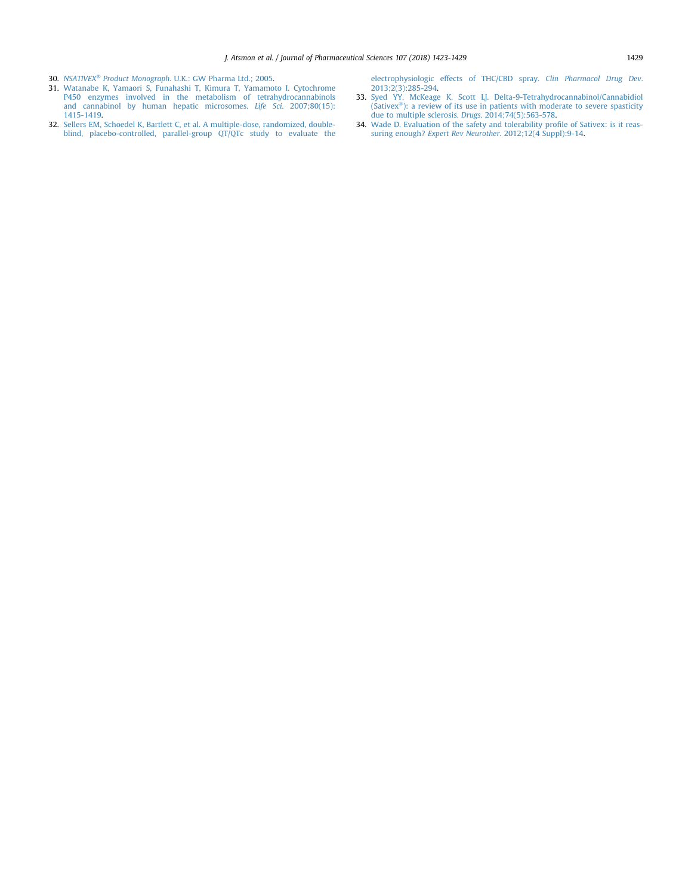30. *NSATIVEX® Product Monograph*. U.K.: GW Pharma Ltd.; 2005.
31. Watanabe K, Yamaori S, Funahashi T, Kimura T, Yamamoto I. Cytochrome P450 enzymes involved in the metabolism of tetrahydrocannabinols and cannabinol by human hepatic microsomes. *Life Sci*. 2007;80(15):1415-1419.
32. Sellers EM, Schoedel K, Bartlett C, et al. A multiple-dose, randomized, double-blind, placebo-controlled, parallel-group QT/QTc study to evaluate the electrophysiologic effects of THC/CBD spray. *Clin Pharmacol Drug Dev*. 2013;2(3):285-294.
33. Syed YY, McKeage K, Scott LJ. Delta-9-Tetrahydrocannabinol/Cannabidiol (Sativex®): a review of its use in patients with moderate to severe spasticity due to multiple sclerosis. *Drugs*. 2014;74(5):563-578.
34. Wade D. Evaluation of the safety and tolerability profile of Sativex: is it reassuring enough? *Expert Rev Neurother*. 2012;12(4 Suppl):9-14.